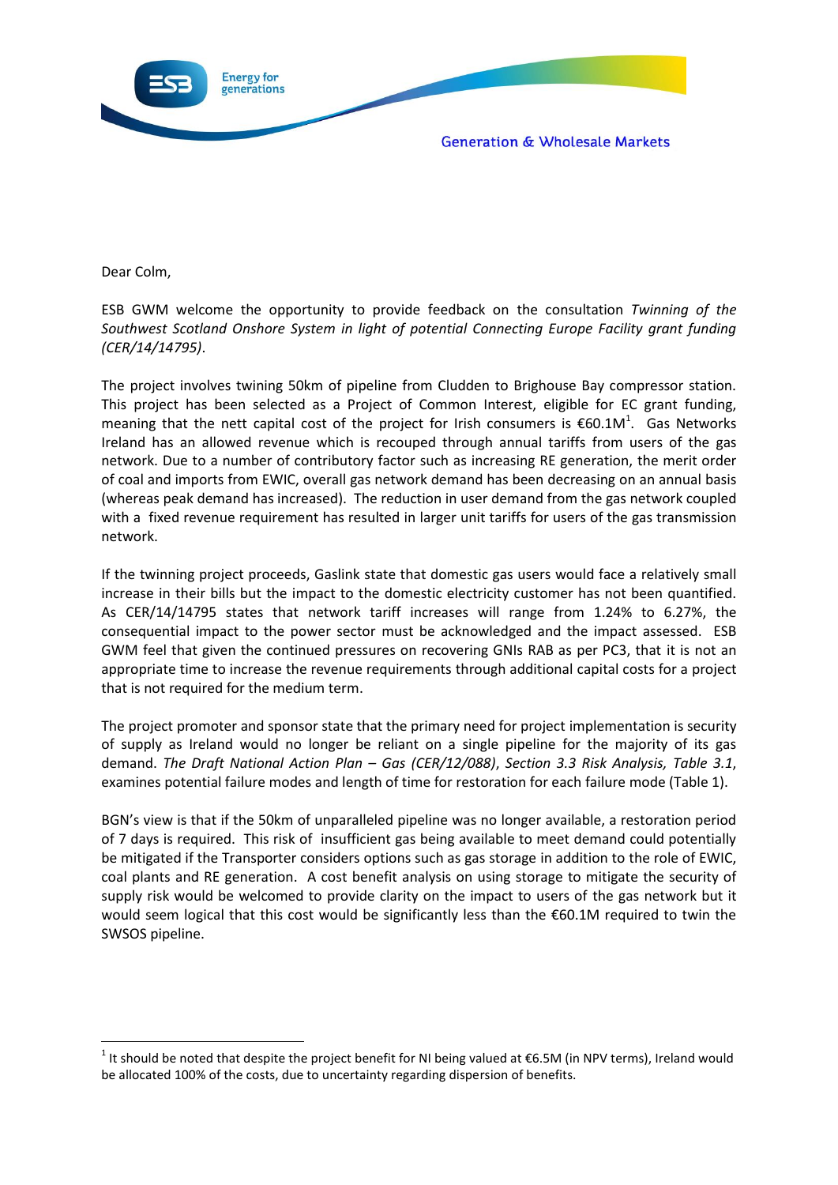Dear Colm,

ESB GWM welcome the opportunity to provide feedback on the consultation *Twinning of the Southwest Scotland Onshore System in light of potential Connecting Europe Facility grant funding (CER/14/14795)*.

The project involves twining 50km of pipeline from Cludden to Brighouse Bay compressor station. This project has been selected as a Project of Common Interest, eligible for EC grant funding, meaning that the nett capital cost of the project for Irish consumers is €60.1M[1]. Gas Networks Ireland has an allowed revenue which is recouped through annual tariffs from users of the gas network. Due to a number of contributory factor such as increasing RE generation, the merit order of coal and imports from EWIC, overall gas network demand has been decreasing on an annual basis (whereas peak demand has increased). The reduction in user demand from the gas network coupled with a fixed revenue requirement has resulted in larger unit tariffs for users of the gas transmission network.

If the twinning project proceeds, Gaslink state that domestic gas users would face a relatively small increase in their bills but the impact to the domestic electricity customer has not been quantified. As CER/14/14795 states that network tariff increases will range from 1.24% to 6.27%, the consequential impact to the power sector must be acknowledged and the impact assessed. ESB GWM feel that given the continued pressures on recovering GNIs RAB as per PC3, that it is not an appropriate time to increase the revenue requirements through additional capital costs for a project that is not required for the medium term.

The project promoter and sponsor state that the primary need for project implementation is security of supply as Ireland would no longer be reliant on a single pipeline for the majority of its gas demand. *The Draft National Action Plan – Gas (CER/12/088)*, *Section 3.3 Risk Analysis, Table 3.1*, examines potential failure modes and length of time for restoration for each failure mode (Table 1).

BGN's view is that if the 50km of unparalleled pipeline was no longer available, a restoration period of 7 days is required. This risk of insufficient gas being available to meet demand could potentially be mitigated if the Transporter considers options such as gas storage in addition to the role of EWIC, coal plants and RE generation. A cost benefit analysis on using storage to mitigate the security of supply risk would be welcomed to provide clarity on the impact to users of the gas network but it would seem logical that this cost would be significantly less than the €60.1M required to twin the SWSOS pipeline.

---

[1] It should be noted that despite the project benefit for NI being valued at €6.5M (in NPV terms), Ireland would be allocated 100% of the costs, due to uncertainty regarding dispersion of benefits.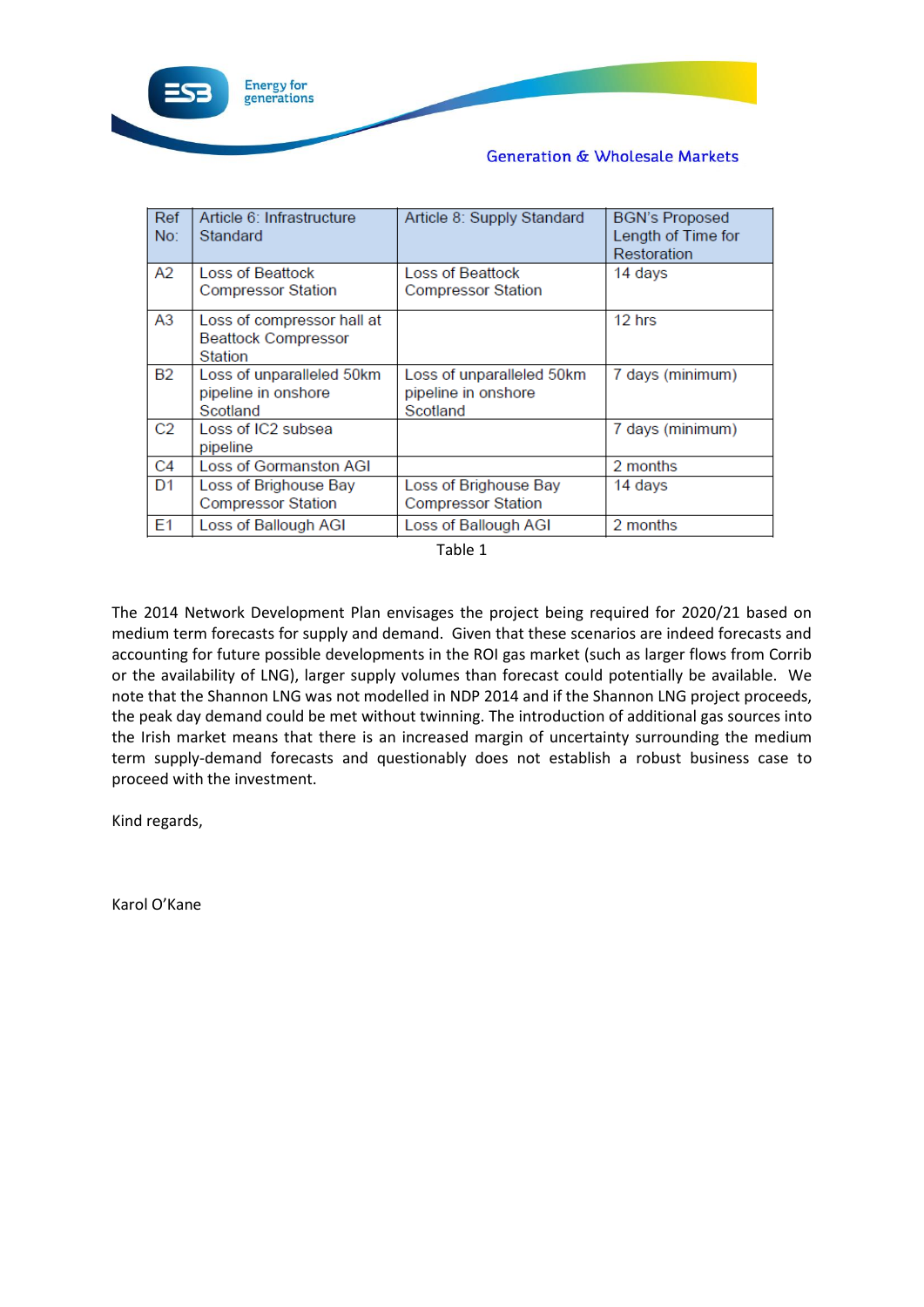| Ref No: | Article 6: Infrastructure Standard | Article 8: Supply Standard | BGN's Proposed Length of Time for Restoration |
|---|---|---|---|
| A2 | Loss of Beattock Compressor Station | Loss of Beattock Compressor Station | 14 days |
| A3 | Loss of compressor hall at Beattock Compressor Station | | 12 hrs |
| B2 | Loss of unparalleled 50km pipeline in onshore Scotland | Loss of unparalleled 50km pipeline in onshore Scotland | 7 days (minimum) |
| C2 | Loss of IC2 subsea pipeline | | 7 days (minimum) |
| C4 | Loss of Gormanston AGI | | 2 months |
| D1 | Loss of Brighouse Bay Compressor Station | Loss of Brighouse Bay Compressor Station | 14 days |
| E1 | Loss of Ballough AGI | Loss of Ballough AGI | 2 months |

Table 1

The 2014 Network Development Plan envisages the project being required for 2020/21 based on medium term forecasts for supply and demand. Given that these scenarios are indeed forecasts and accounting for future possible developments in the ROI gas market (such as larger flows from Corrib or the availability of LNG), larger supply volumes than forecast could potentially be available. We note that the Shannon LNG was not modelled in NDP 2014 and if the Shannon LNG project proceeds, the peak day demand could be met without twinning. The introduction of additional gas sources into the Irish market means that there is an increased margin of uncertainty surrounding the medium term supply-demand forecasts and questionably does not establish a robust business case to proceed with the investment.

Kind regards,

Karol O'Kane